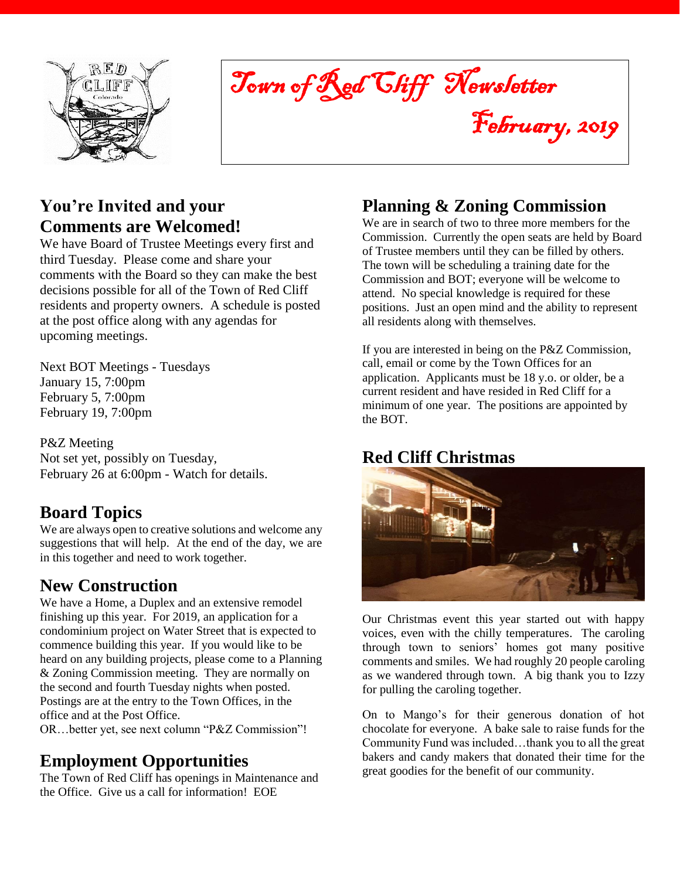# Town of Red Cliff Newsletter

## February, 2019

## You're Invited and your Comments are Welcomed!

We have Board of Trustee Meetings every first and third Tuesday. Please come and share your comments with the Board so they can make the best decisions possible for all of the Town of Red Cliff residents and property owners. A schedule is posted at the post office along with any agendas for upcoming meetings.

Next BOT Meetings - Tuesdays
January 15, 7:00pm
February 5, 7:00pm
February 19, 7:00pm

P&Z Meeting
Not set yet, possibly on Tuesday,
February 26 at 6:00pm - Watch for details.

## Board Topics

We are always open to creative solutions and welcome any suggestions that will help. At the end of the day, we are in this together and need to work together.

## New Construction

We have a Home, a Duplex and an extensive remodel finishing up this year. For 2019, an application for a condominium project on Water Street that is expected to commence building this year. If you would like to be heard on any building projects, please come to a Planning & Zoning Commission meeting. They are normally on the second and fourth Tuesday nights when posted. Postings are at the entry to the Town Offices, in the office and at the Post Office.
OR…better yet, see next column "P&Z Commission"!

## Employment Opportunities

The Town of Red Cliff has openings in Maintenance and the Office. Give us a call for information! EOE

## Planning & Zoning Commission

We are in search of two to three more members for the Commission. Currently the open seats are held by Board of Trustee members until they can be filled by others. The town will be scheduling a training date for the Commission and BOT; everyone will be welcome to attend. No special knowledge is required for these positions. Just an open mind and the ability to represent all residents along with themselves.

If you are interested in being on the P&Z Commission, call, email or come by the Town Offices for an application. Applicants must be 18 y.o. or older, be a current resident and have resided in Red Cliff for a minimum of one year. The positions are appointed by the BOT.

## Red Cliff Christmas

Our Christmas event this year started out with happy voices, even with the chilly temperatures. The caroling through town to seniors' homes got many positive comments and smiles. We had roughly 20 people caroling as we wandered through town. A big thank you to Izzy for pulling the caroling together.

On to Mango's for their generous donation of hot chocolate for everyone. A bake sale to raise funds for the Community Fund was included…thank you to all the great bakers and candy makers that donated their time for the great goodies for the benefit of our community.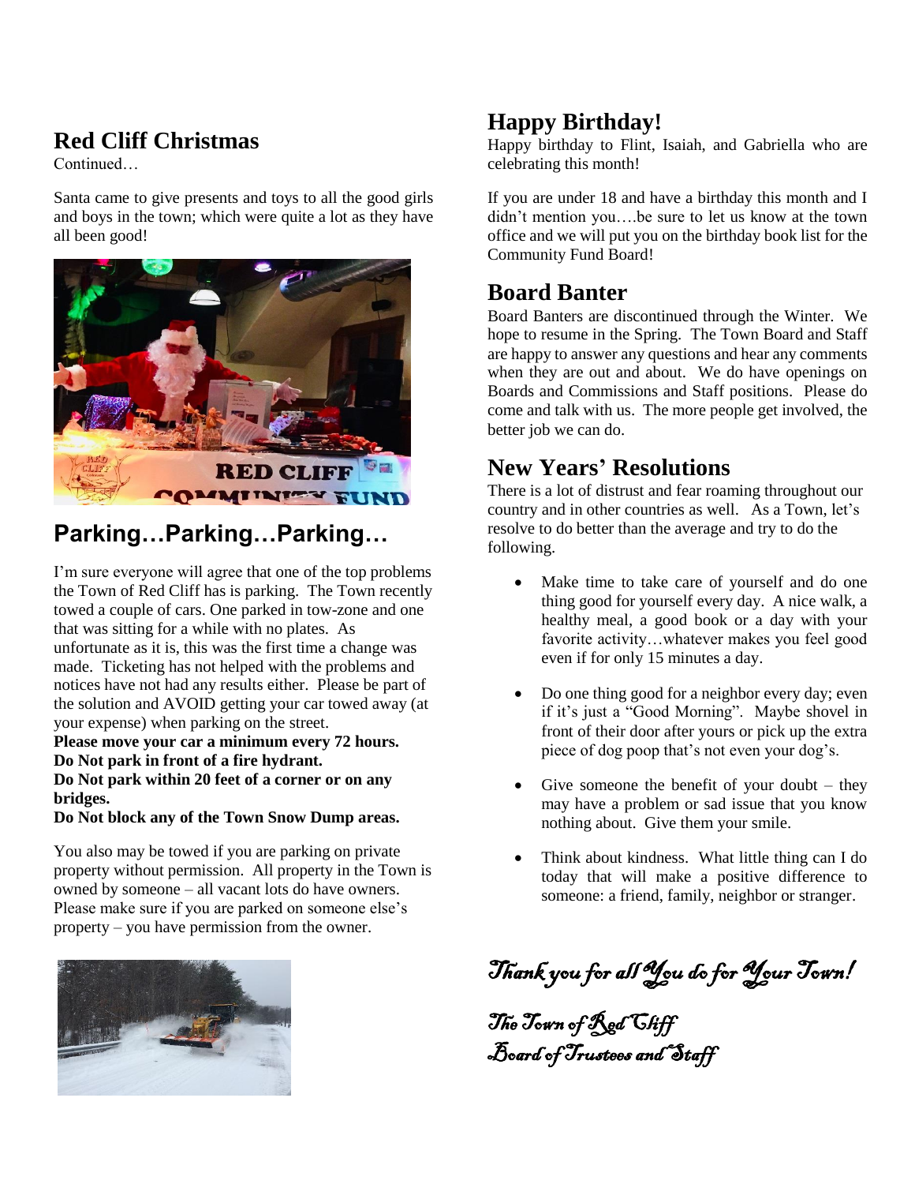## Red Cliff Christmas

Continued…

Santa came to give presents and toys to all the good girls and boys in the town; which were quite a lot as they have all been good!

## Parking…Parking…Parking…

I'm sure everyone will agree that one of the top problems the Town of Red Cliff has is parking. The Town recently towed a couple of cars. One parked in tow-zone and one that was sitting for a while with no plates. As unfortunate as it is, this was the first time a change was made. Ticketing has not helped with the problems and notices have not had any results either. Please be part of the solution and AVOID getting your car towed away (at your expense) when parking on the street.

**Please move your car a minimum every 72 hours.**
**Do Not park in front of a fire hydrant.**
**Do Not park within 20 feet of a corner or on any bridges.**
**Do Not block any of the Town Snow Dump areas.**

You also may be towed if you are parking on private property without permission. All property in the Town is owned by someone – all vacant lots do have owners. Please make sure if you are parked on someone else's property – you have permission from the owner.

## Happy Birthday!

Happy birthday to Flint, Isaiah, and Gabriella who are celebrating this month!

If you are under 18 and have a birthday this month and I didn't mention you….be sure to let us know at the town office and we will put you on the birthday book list for the Community Fund Board!

## Board Banter

Board Banters are discontinued through the Winter. We hope to resume in the Spring. The Town Board and Staff are happy to answer any questions and hear any comments when they are out and about. We do have openings on Boards and Commissions and Staff positions. Please do come and talk with us. The more people get involved, the better job we can do.

## New Years' Resolutions

There is a lot of distrust and fear roaming throughout our country and in other countries as well. As a Town, let's resolve to do better than the average and try to do the following.

- Make time to take care of yourself and do one thing good for yourself every day. A nice walk, a healthy meal, a good book or a day with your favorite activity…whatever makes you feel good even if for only 15 minutes a day.
- Do one thing good for a neighbor every day; even if it's just a "Good Morning". Maybe shovel in front of their door after yours or pick up the extra piece of dog poop that's not even your dog's.
- Give someone the benefit of your doubt – they may have a problem or sad issue that you know nothing about. Give them your smile.
- Think about kindness. What little thing can I do today that will make a positive difference to someone: a friend, family, neighbor or stranger.

*Thank you for all You do for Your Town!*

*The Town of Red Cliff*
*Board of Trustees and Staff*